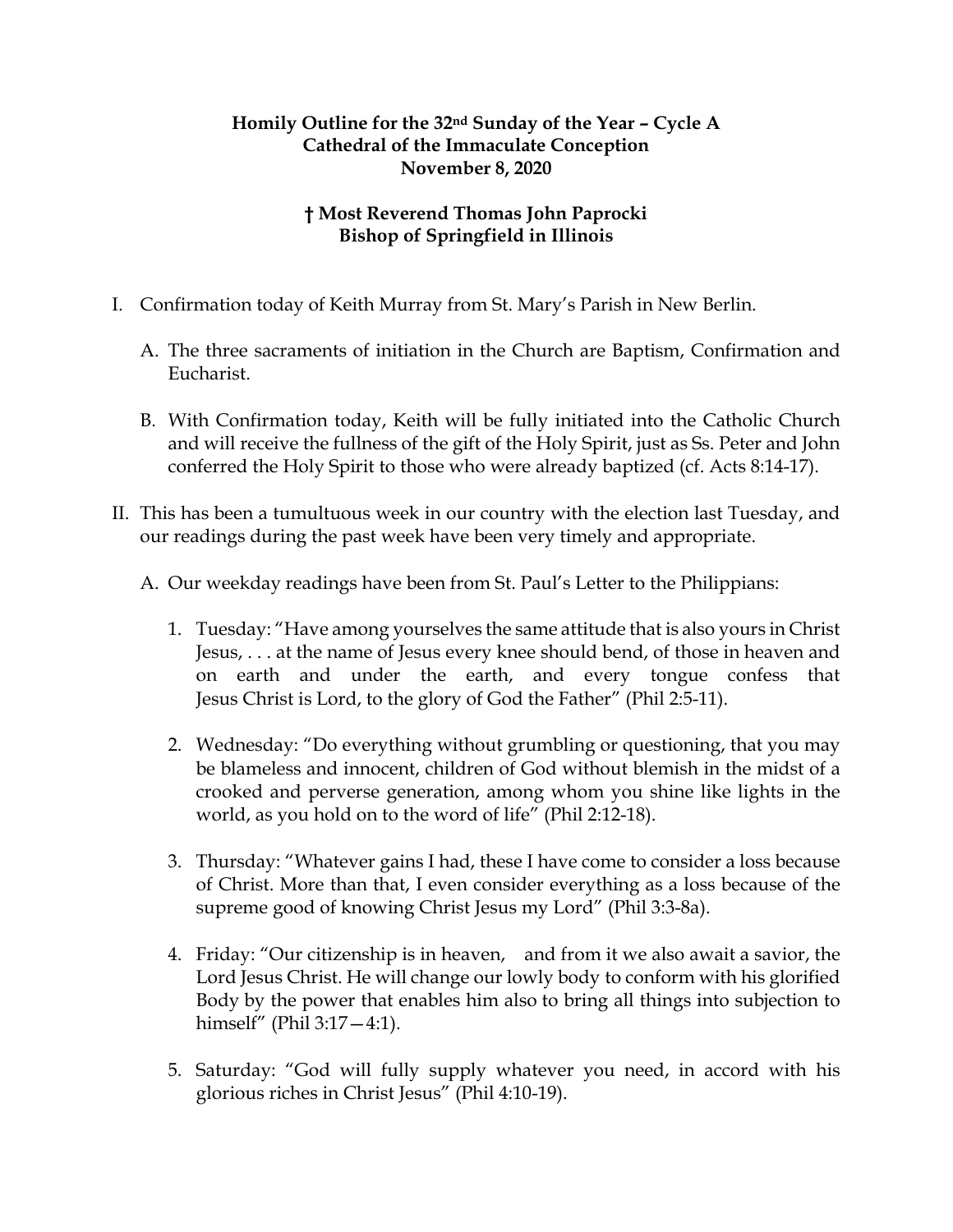**Homily Outline for the 32nd Sunday of the Year – Cycle A**
**Cathedral of the Immaculate Conception**
**November 8, 2020**

**† Most Reverend Thomas John Paprocki**
**Bishop of Springfield in Illinois**

I. Confirmation today of Keith Murray from St. Mary's Parish in New Berlin.

   A. The three sacraments of initiation in the Church are Baptism, Confirmation and Eucharist.

   B. With Confirmation today, Keith will be fully initiated into the Catholic Church and will receive the fullness of the gift of the Holy Spirit, just as Ss. Peter and John conferred the Holy Spirit to those who were already baptized (cf. Acts 8:14-17).

II. This has been a tumultuous week in our country with the election last Tuesday, and our readings during the past week have been very timely and appropriate.

   A. Our weekday readings have been from St. Paul's Letter to the Philippians:

      1. Tuesday: "Have among yourselves the same attitude that is also yours in Christ Jesus, . . . at the name of Jesus every knee should bend, of those in heaven and on earth and under the earth, and every tongue confess that Jesus Christ is Lord, to the glory of God the Father" (Phil 2:5-11).

      2. Wednesday: "Do everything without grumbling or questioning, that you may be blameless and innocent, children of God without blemish in the midst of a crooked and perverse generation, among whom you shine like lights in the world, as you hold on to the word of life" (Phil 2:12-18).

      3. Thursday: "Whatever gains I had, these I have come to consider a loss because of Christ. More than that, I even consider everything as a loss because of the supreme good of knowing Christ Jesus my Lord" (Phil 3:3-8a).

      4. Friday: "Our citizenship is in heaven, and from it we also await a savior, the Lord Jesus Christ. He will change our lowly body to conform with his glorified Body by the power that enables him also to bring all things into subjection to himself" (Phil 3:17—4:1).

      5. Saturday: "God will fully supply whatever you need, in accord with his glorious riches in Christ Jesus" (Phil 4:10-19).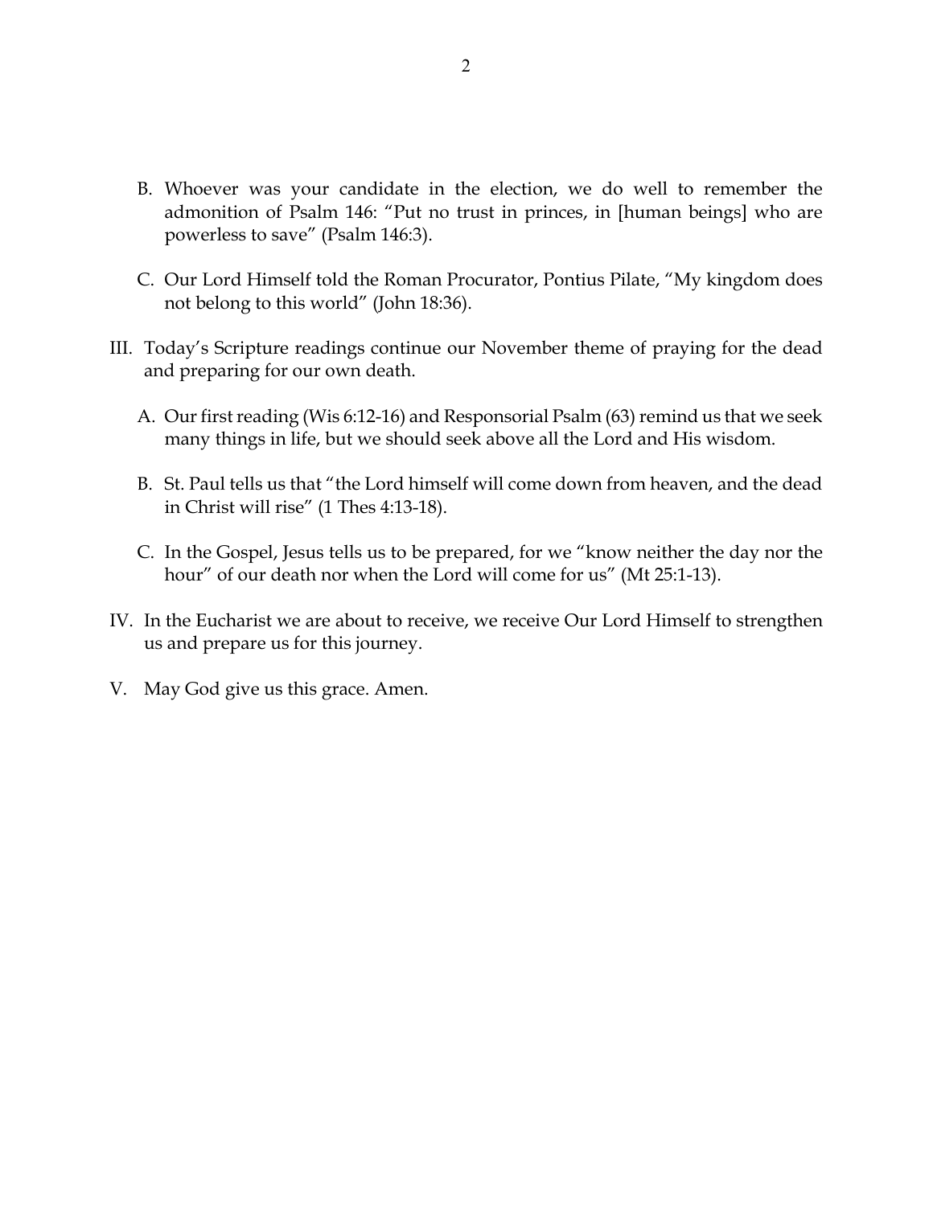B. Whoever was your candidate in the election, we do well to remember the admonition of Psalm 146: "Put no trust in princes, in [human beings] who are powerless to save" (Psalm 146:3).

C. Our Lord Himself told the Roman Procurator, Pontius Pilate, "My kingdom does not belong to this world" (John 18:36).

III. Today's Scripture readings continue our November theme of praying for the dead and preparing for our own death.

A. Our first reading (Wis 6:12-16) and Responsorial Psalm (63) remind us that we seek many things in life, but we should seek above all the Lord and His wisdom.

B. St. Paul tells us that "the Lord himself will come down from heaven, and the dead in Christ will rise" (1 Thes 4:13-18).

C. In the Gospel, Jesus tells us to be prepared, for we "know neither the day nor the hour" of our death nor when the Lord will come for us" (Mt 25:1-13).

IV. In the Eucharist we are about to receive, we receive Our Lord Himself to strengthen us and prepare us for this journey.

V. May God give us this grace. Amen.